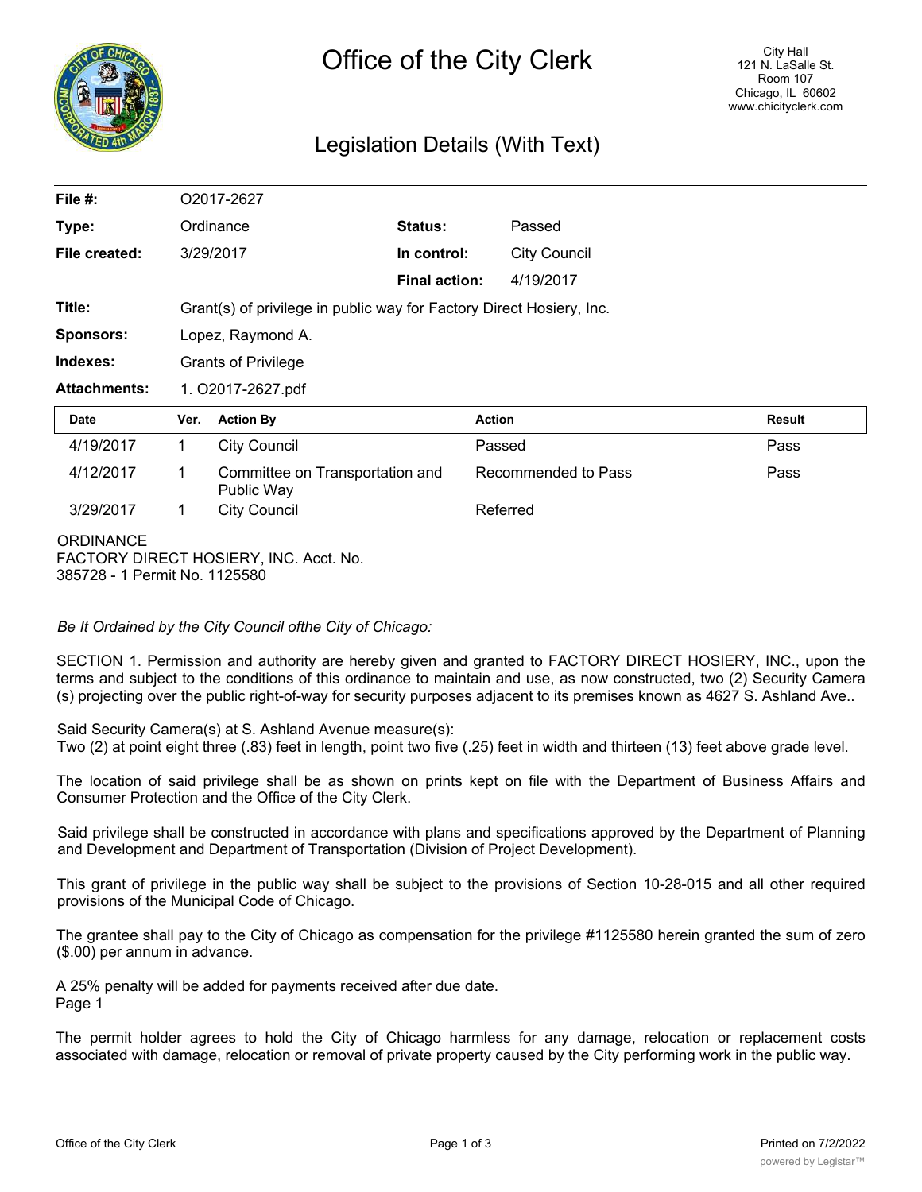# Office of the City Clerk

City Hall
121 N. LaSalle St.
Room 107
Chicago, IL 60602
www.chicityclerk.com

## Legislation Details (With Text)

| | | | |
|---|---|---|---|
| **File #:** | O2017-2627 | | |
| **Type:** | Ordinance | **Status:** | Passed |
| **File created:** | 3/29/2017 | **In control:** | City Council |
| | | **Final action:** | 4/19/2017 |
| **Title:** | Grant(s) of privilege in public way for Factory Direct Hosiery, Inc. | | |
| **Sponsors:** | Lopez, Raymond A. | | |
| **Indexes:** | Grants of Privilege | | |
| **Attachments:** | 1. O2017-2627.pdf | | |

| Date | Ver. | Action By | Action | Result |
|---|---|---|---|---|
| 4/19/2017 | 1 | City Council | Passed | Pass |
| 4/12/2017 | 1 | Committee on Transportation and Public Way | Recommended to Pass | Pass |
| 3/29/2017 | 1 | City Council | Referred | |

ORDINANCE
FACTORY DIRECT HOSIERY, INC. Acct. No.
385728 - 1 Permit No. 1125580

*Be It Ordained by the City Council ofthe City of Chicago:*

SECTION 1. Permission and authority are hereby given and granted to FACTORY DIRECT HOSIERY, INC., upon the terms and subject to the conditions of this ordinance to maintain and use, as now constructed, two (2) Security Camera (s) projecting over the public right-of-way for security purposes adjacent to its premises known as 4627 S. Ashland Ave..

Said Security Camera(s) at S. Ashland Avenue measure(s):
Two (2) at point eight three (.83) feet in length, point two five (.25) feet in width and thirteen (13) feet above grade level.

The location of said privilege shall be as shown on prints kept on file with the Department of Business Affairs and Consumer Protection and the Office of the City Clerk.

Said privilege shall be constructed in accordance with plans and specifications approved by the Department of Planning and Development and Department of Transportation (Division of Project Development).

This grant of privilege in the public way shall be subject to the provisions of Section 10-28-015 and all other required provisions of the Municipal Code of Chicago.

The grantee shall pay to the City of Chicago as compensation for the privilege #1125580 herein granted the sum of zero ($.00) per annum in advance.

A 25% penalty will be added for payments received after due date.
Page 1

The permit holder agrees to hold the City of Chicago harmless for any damage, relocation or replacement costs associated with damage, relocation or removal of private property caused by the City performing work in the public way.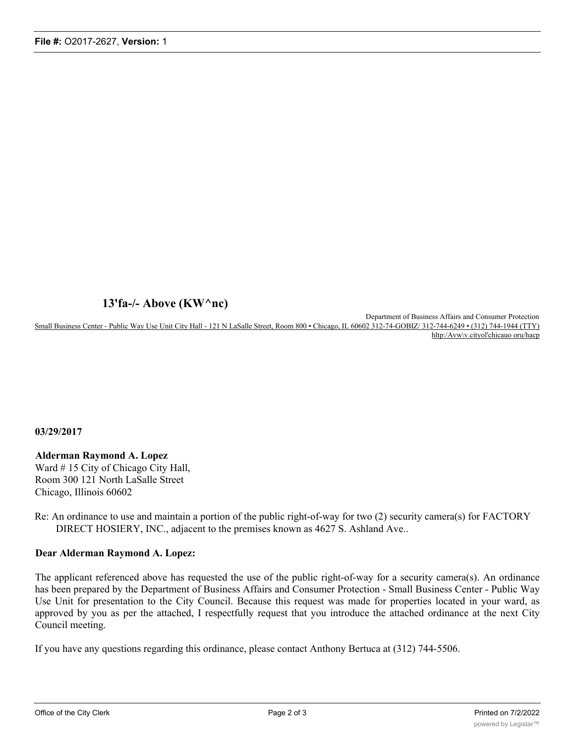**13'fa-/- Above (KW^nc)**

Department of Business Affairs and Consumer Protection
Small Business Center - Public Way Use Unit City Hall - 121 N LaSalle Street, Room 800 • Chicago, IL 60602 312-74-GOBIZ/ 312-744-6249 • (312) 744-1944 (TTY)
hltp:/Avw\v.cityol'chicauo oru/hacp

**03/29/2017**

**Alderman Raymond A. Lopez**
Ward # 15 City of Chicago City Hall,
Room 300 121 North LaSalle Street
Chicago, Illinois 60602

Re: An ordinance to use and maintain a portion of the public right-of-way for two (2) security camera(s) for FACTORY DIRECT HOSIERY, INC., adjacent to the premises known as 4627 S. Ashland Ave..

**Dear Alderman Raymond A. Lopez:**

The applicant referenced above has requested the use of the public right-of-way for a security camera(s). An ordinance has been prepared by the Department of Business Affairs and Consumer Protection - Small Business Center - Public Way Use Unit for presentation to the City Council. Because this request was made for properties located in your ward, as approved by you as per the attached, I respectfully request that you introduce the attached ordinance at the next City Council meeting.

If you have any questions regarding this ordinance, please contact Anthony Bertuca at (312) 744-5506.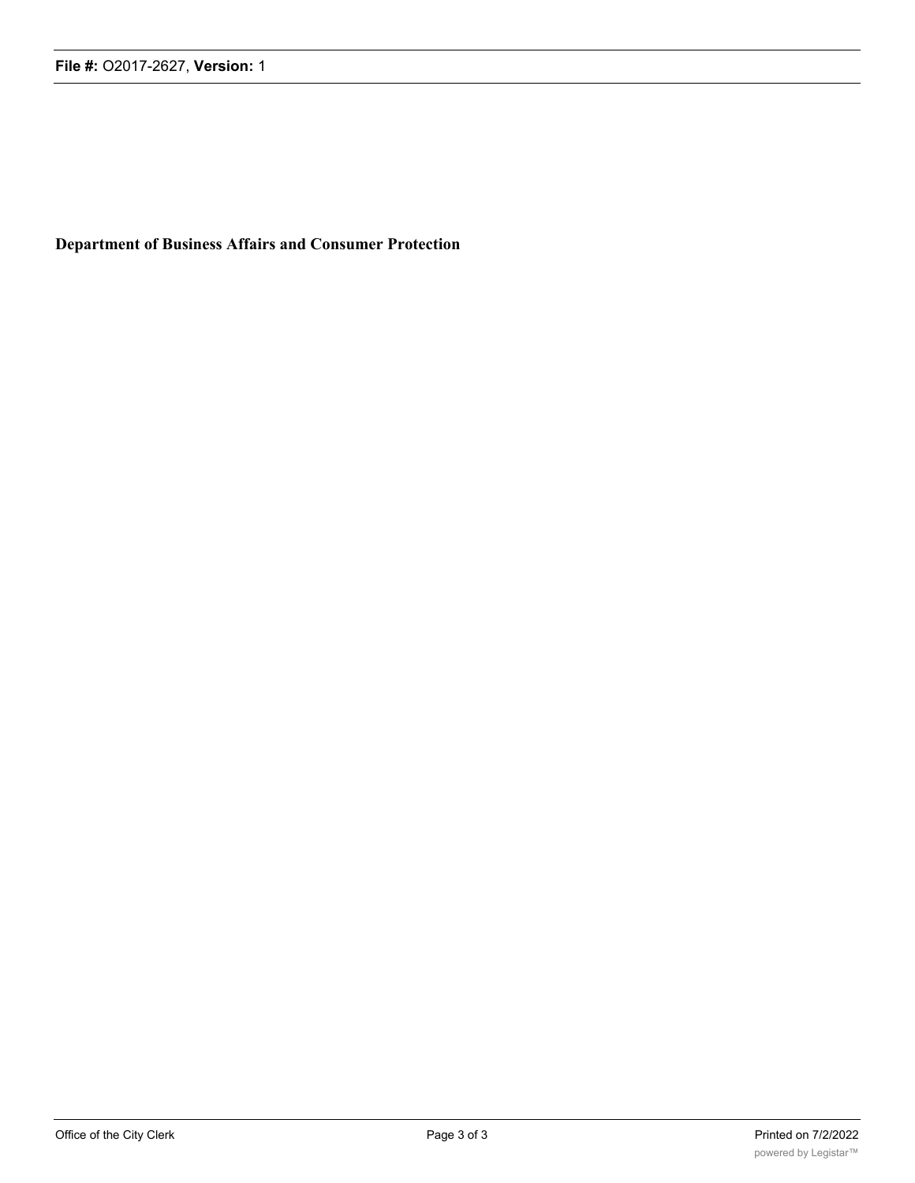**Department of Business Affairs and Consumer Protection**